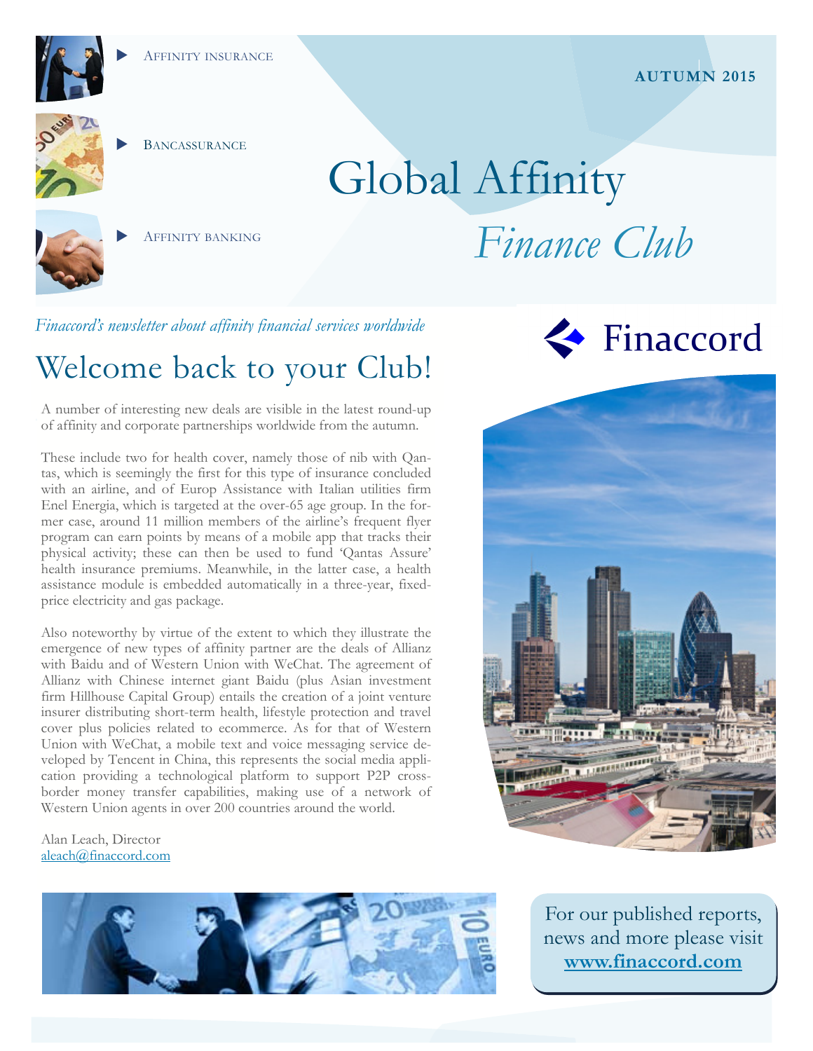- Affinity insurance
- Bancassurance
- Affinity banking

**AUTUMN 2015**

# Global Affinity *Finance Club*

*Finaccord's newsletter about affinity financial services worldwide*

Finaccord

## Welcome back to your Club!

A number of interesting new deals are visible in the latest round-up of affinity and corporate partnerships worldwide from the autumn.

These include two for health cover, namely those of nib with Qantas, which is seemingly the first for this type of insurance concluded with an airline, and of Europ Assistance with Italian utilities firm Enel Energia, which is targeted at the over-65 age group. In the former case, around 11 million members of the airline's frequent flyer program can earn points by means of a mobile app that tracks their physical activity; these can then be used to fund 'Qantas Assure' health insurance premiums. Meanwhile, in the latter case, a health assistance module is embedded automatically in a three-year, fixed-price electricity and gas package.

Also noteworthy by virtue of the extent to which they illustrate the emergence of new types of affinity partner are the deals of Allianz with Baidu and of Western Union with WeChat. The agreement of Allianz with Chinese internet giant Baidu (plus Asian investment firm Hillhouse Capital Group) entails the creation of a joint venture insurer distributing short-term health, lifestyle protection and travel cover plus policies related to ecommerce. As for that of Western Union with WeChat, a mobile text and voice messaging service developed by Tencent in China, this represents the social media application providing a technological platform to support P2P cross-border money transfer capabilities, making use of a network of Western Union agents in over 200 countries around the world.

Alan Leach, Director
aleach@finaccord.com

For our published reports, news and more please visit **www.finaccord.com**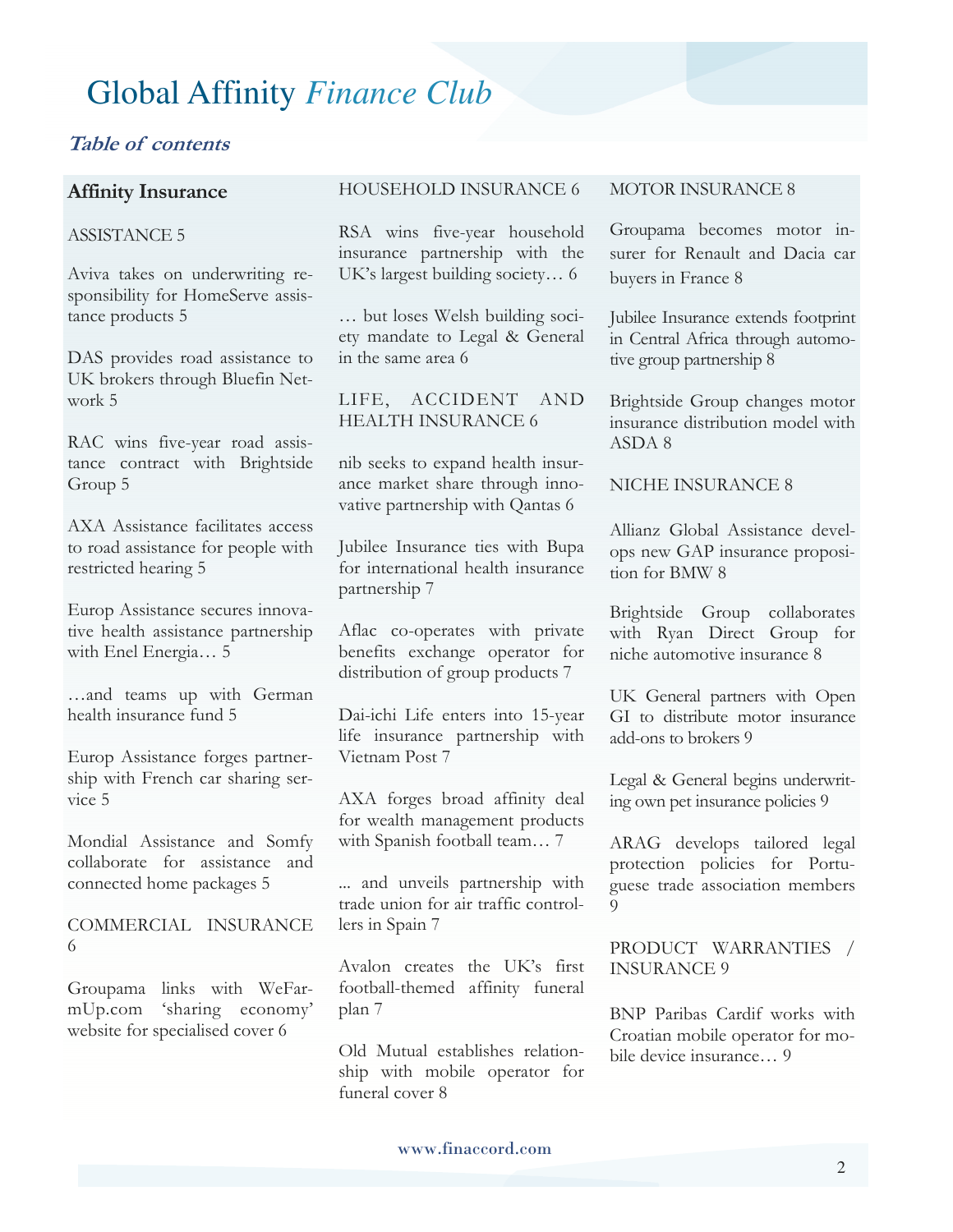# Global Affinity *Finance Club*

***Table of contents***

## Affinity Insurance

ASSISTANCE 5

Aviva takes on underwriting responsibility for HomeServe assistance products 5

DAS provides road assistance to UK brokers through Bluefin Network 5

RAC wins five-year road assistance contract with Brightside Group 5

AXA Assistance facilitates access to road assistance for people with restricted hearing 5

Europ Assistance secures innovative health assistance partnership with Enel Energia… 5

…and teams up with German health insurance fund 5

Europ Assistance forges partnership with French car sharing service 5

Mondial Assistance and Somfy collaborate for assistance and connected home packages 5

COMMERCIAL INSURANCE 6

Groupama links with WeFarmUp.com 'sharing economy' website for specialised cover 6

HOUSEHOLD INSURANCE 6

RSA wins five-year household insurance partnership with the UK's largest building society… 6

… but loses Welsh building society mandate to Legal & General in the same area 6

LIFE, ACCIDENT AND HEALTH INSURANCE 6

nib seeks to expand health insurance market share through innovative partnership with Qantas 6

Jubilee Insurance ties with Bupa for international health insurance partnership 7

Aflac co-operates with private benefits exchange operator for distribution of group products 7

Dai-ichi Life enters into 15-year life insurance partnership with Vietnam Post 7

AXA forges broad affinity deal for wealth management products with Spanish football team… 7

... and unveils partnership with trade union for air traffic controllers in Spain 7

Avalon creates the UK's first football-themed affinity funeral plan 7

Old Mutual establishes relationship with mobile operator for funeral cover 8

MOTOR INSURANCE 8

Groupama becomes motor insurer for Renault and Dacia car buyers in France 8

Jubilee Insurance extends footprint in Central Africa through automotive group partnership 8

Brightside Group changes motor insurance distribution model with ASDA 8

NICHE INSURANCE 8

Allianz Global Assistance develops new GAP insurance proposition for BMW 8

Brightside Group collaborates with Ryan Direct Group for niche automotive insurance 8

UK General partners with Open GI to distribute motor insurance add-ons to brokers 9

Legal & General begins underwriting own pet insurance policies 9

ARAG develops tailored legal protection policies for Portuguese trade association members 9

PRODUCT WARRANTIES / INSURANCE 9

BNP Paribas Cardif works with Croatian mobile operator for mobile device insurance… 9

www.finaccord.com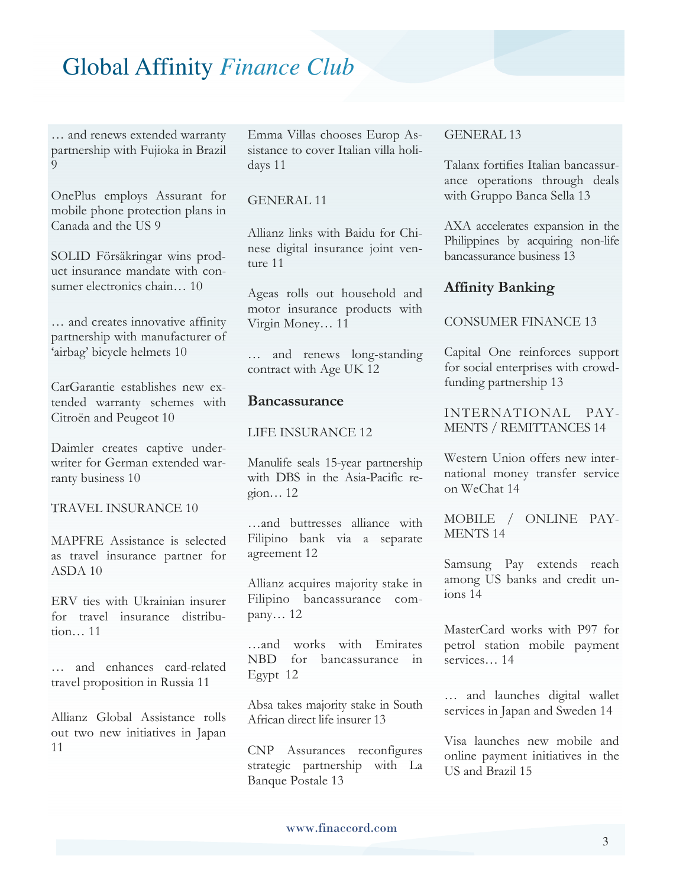# Global Affinity *Finance Club*

… and renews extended warranty partnership with Fujioka in Brazil 9

OnePlus employs Assurant for mobile phone protection plans in Canada and the US 9

SOLID Försäkringar wins product insurance mandate with consumer electronics chain… 10

… and creates innovative affinity partnership with manufacturer of 'airbag' bicycle helmets 10

CarGarantie establishes new extended warranty schemes with Citroën and Peugeot 10

Daimler creates captive underwriter for German extended warranty business 10

TRAVEL INSURANCE 10

MAPFRE Assistance is selected as travel insurance partner for ASDA 10

ERV ties with Ukrainian insurer for travel insurance distribution… 11

… and enhances card-related travel proposition in Russia 11

Allianz Global Assistance rolls out two new initiatives in Japan 11

Emma Villas chooses Europ Assistance to cover Italian villa holidays 11

GENERAL 11

Allianz links with Baidu for Chinese digital insurance joint venture 11

Ageas rolls out household and motor insurance products with Virgin Money… 11

… and renews long-standing contract with Age UK 12

## Bancassurance

LIFE INSURANCE 12

Manulife seals 15-year partnership with DBS in the Asia-Pacific region… 12

…and buttresses alliance with Filipino bank via a separate agreement 12

Allianz acquires majority stake in Filipino bancassurance company… 12

…and works with Emirates NBD for bancassurance in Egypt 12

Absa takes majority stake in South African direct life insurer 13

CNP Assurances reconfigures strategic partnership with La Banque Postale 13

GENERAL 13

Talanx fortifies Italian bancassurance operations through deals with Gruppo Banca Sella 13

AXA accelerates expansion in the Philippines by acquiring non-life bancassurance business 13

## Affinity Banking

CONSUMER FINANCE 13

Capital One reinforces support for social enterprises with crowdfunding partnership 13

INTERNATIONAL PAYMENTS / REMITTANCES 14

Western Union offers new international money transfer service on WeChat 14

MOBILE / ONLINE PAYMENTS 14

Samsung Pay extends reach among US banks and credit unions 14

MasterCard works with P97 for petrol station mobile payment services… 14

… and launches digital wallet services in Japan and Sweden 14

Visa launches new mobile and online payment initiatives in the US and Brazil 15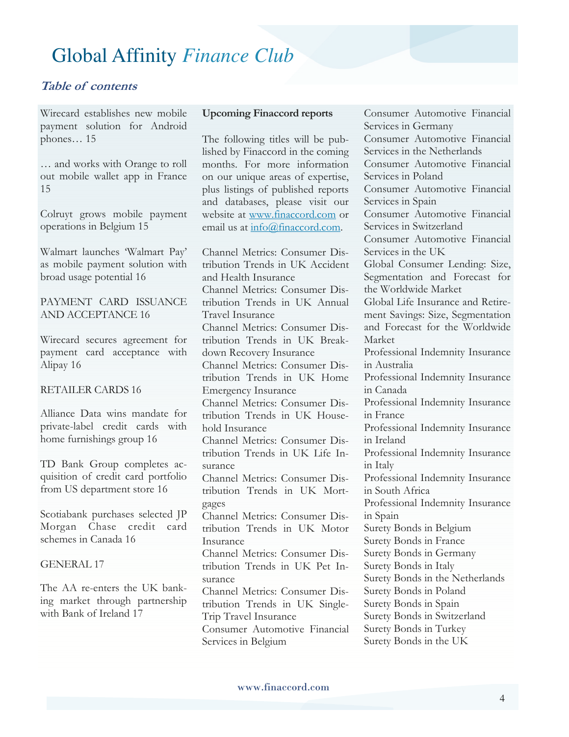# Global Affinity *Finance Club*

## *Table of contents*

Wirecard establishes new mobile payment solution for Android phones… 15

… and works with Orange to roll out mobile wallet app in France 15

Colruyt grows mobile payment operations in Belgium 15

Walmart launches 'Walmart Pay' as mobile payment solution with broad usage potential 16

PAYMENT CARD ISSUANCE AND ACCEPTANCE 16

Wirecard secures agreement for payment card acceptance with Alipay 16

RETAILER CARDS 16

Alliance Data wins mandate for private-label credit cards with home furnishings group 16

TD Bank Group completes acquisition of credit card portfolio from US department store 16

Scotiabank purchases selected JP Morgan Chase credit card schemes in Canada 16

GENERAL 17

The AA re-enters the UK banking market through partnership with Bank of Ireland 17

**Upcoming Finaccord reports**

The following titles will be published by Finaccord in the coming months. For more information on our unique areas of expertise, plus listings of published reports and databases, please visit our website at www.finaccord.com or email us at info@finaccord.com.

Channel Metrics: Consumer Distribution Trends in UK Accident and Health Insurance
Channel Metrics: Consumer Distribution Trends in UK Annual Travel Insurance
Channel Metrics: Consumer Distribution Trends in UK Breakdown Recovery Insurance
Channel Metrics: Consumer Distribution Trends in UK Home Emergency Insurance
Channel Metrics: Consumer Distribution Trends in UK Household Insurance
Channel Metrics: Consumer Distribution Trends in UK Life Insurance
Channel Metrics: Consumer Distribution Trends in UK Mortgages
Channel Metrics: Consumer Distribution Trends in UK Motor Insurance
Channel Metrics: Consumer Distribution Trends in UK Pet Insurance
Channel Metrics: Consumer Distribution Trends in UK Single-Trip Travel Insurance
Consumer Automotive Financial Services in Belgium
Consumer Automotive Financial Services in Germany
Consumer Automotive Financial Services in the Netherlands
Consumer Automotive Financial Services in Poland
Consumer Automotive Financial Services in Spain
Consumer Automotive Financial Services in Switzerland
Consumer Automotive Financial Services in the UK
Global Consumer Lending: Size, Segmentation and Forecast for the Worldwide Market
Global Life Insurance and Retirement Savings: Size, Segmentation and Forecast for the Worldwide Market
Professional Indemnity Insurance in Australia
Professional Indemnity Insurance in Canada
Professional Indemnity Insurance in France
Professional Indemnity Insurance in Ireland
Professional Indemnity Insurance in Italy
Professional Indemnity Insurance in South Africa
Professional Indemnity Insurance in Spain
Surety Bonds in Belgium
Surety Bonds in France
Surety Bonds in Germany
Surety Bonds in Italy
Surety Bonds in the Netherlands
Surety Bonds in Poland
Surety Bonds in Spain
Surety Bonds in Switzerland
Surety Bonds in Turkey
Surety Bonds in the UK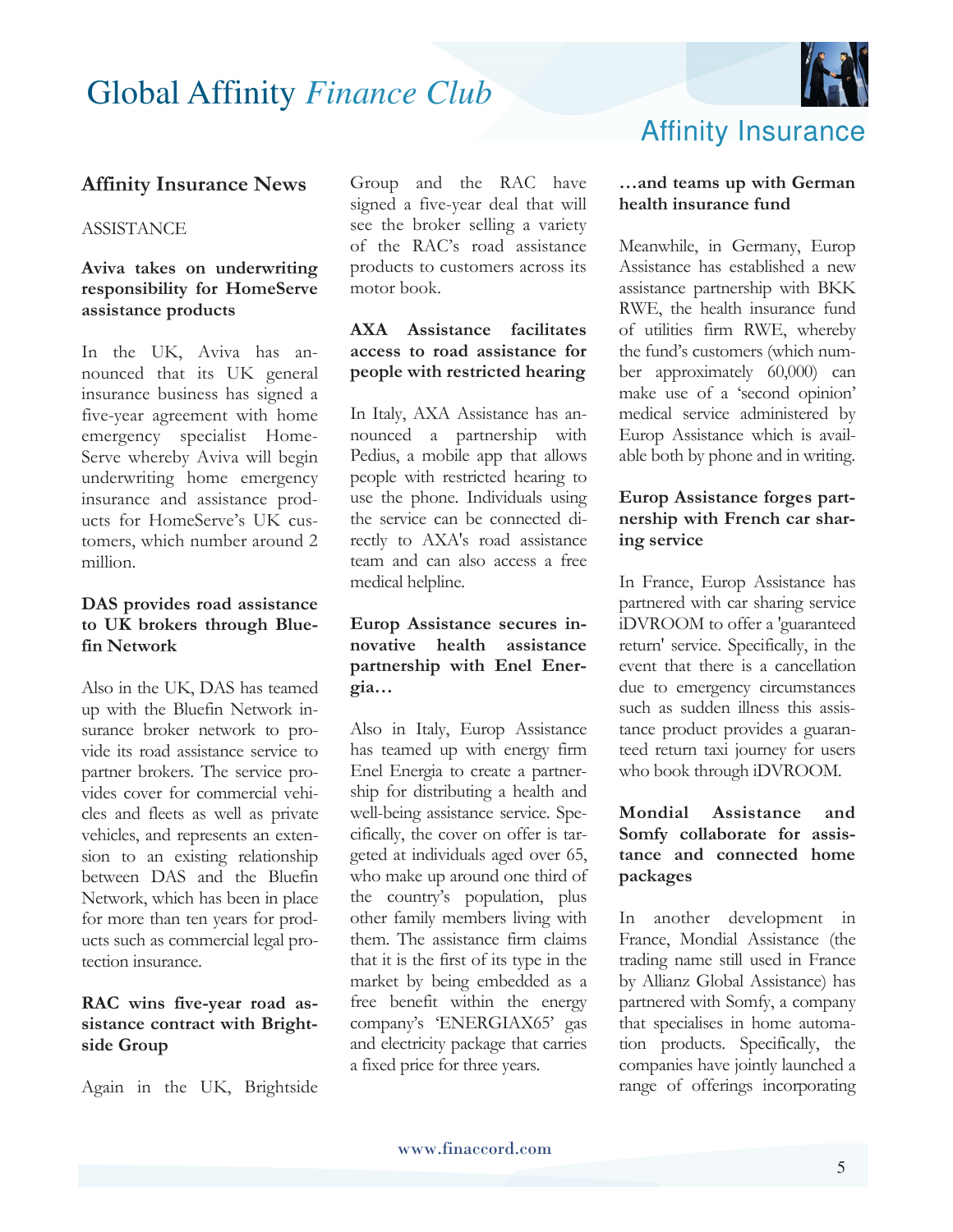## Affinity Insurance News

ASSISTANCE

**Aviva takes on underwriting responsibility for HomeServe assistance products**

In the UK, Aviva has announced that its UK general insurance business has signed a five-year agreement with home emergency specialist HomeServe whereby Aviva will begin underwriting home emergency insurance and assistance products for HomeServe's UK customers, which number around 2 million.

**DAS provides road assistance to UK brokers through Bluefin Network**

Also in the UK, DAS has teamed up with the Bluefin Network insurance broker network to provide its road assistance service to partner brokers. The service provides cover for commercial vehicles and fleets as well as private vehicles, and represents an extension to an existing relationship between DAS and the Bluefin Network, which has been in place for more than ten years for products such as commercial legal protection insurance.

**RAC wins five-year road assistance contract with Brightside Group**

Again in the UK, Brightside Group and the RAC have signed a five-year deal that will see the broker selling a variety of the RAC's road assistance products to customers across its motor book.

**AXA Assistance facilitates access to road assistance for people with restricted hearing**

In Italy, AXA Assistance has announced a partnership with Pedius, a mobile app that allows people with restricted hearing to use the phone. Individuals using the service can be connected directly to AXA's road assistance team and can also access a free medical helpline.

**Europ Assistance secures innovative health assistance partnership with Enel Energia…**

Also in Italy, Europ Assistance has teamed up with energy firm Enel Energia to create a partnership for distributing a health and well-being assistance service. Specifically, the cover on offer is targeted at individuals aged over 65, who make up around one third of the country's population, plus other family members living with them. The assistance firm claims that it is the first of its type in the market by being embedded as a free benefit within the energy company's 'ENERGIAX65' gas and electricity package that carries a fixed price for three years.

**…and teams up with German health insurance fund**

Meanwhile, in Germany, Europ Assistance has established a new assistance partnership with BKK RWE, the health insurance fund of utilities firm RWE, whereby the fund's customers (which number approximately 60,000) can make use of a 'second opinion' medical service administered by Europ Assistance which is available both by phone and in writing.

**Europ Assistance forges partnership with French car sharing service**

In France, Europ Assistance has partnered with car sharing service iDVROOM to offer a 'guaranteed return' service. Specifically, in the event that there is a cancellation due to emergency circumstances such as sudden illness this assistance product provides a guaranteed return taxi journey for users who book through iDVROOM.

**Mondial Assistance and Somfy collaborate for assistance and connected home packages**

In another development in France, Mondial Assistance (the trading name still used in France by Allianz Global Assistance) has partnered with Somfy, a company that specialises in home automation products. Specifically, the companies have jointly launched a range of offerings incorporating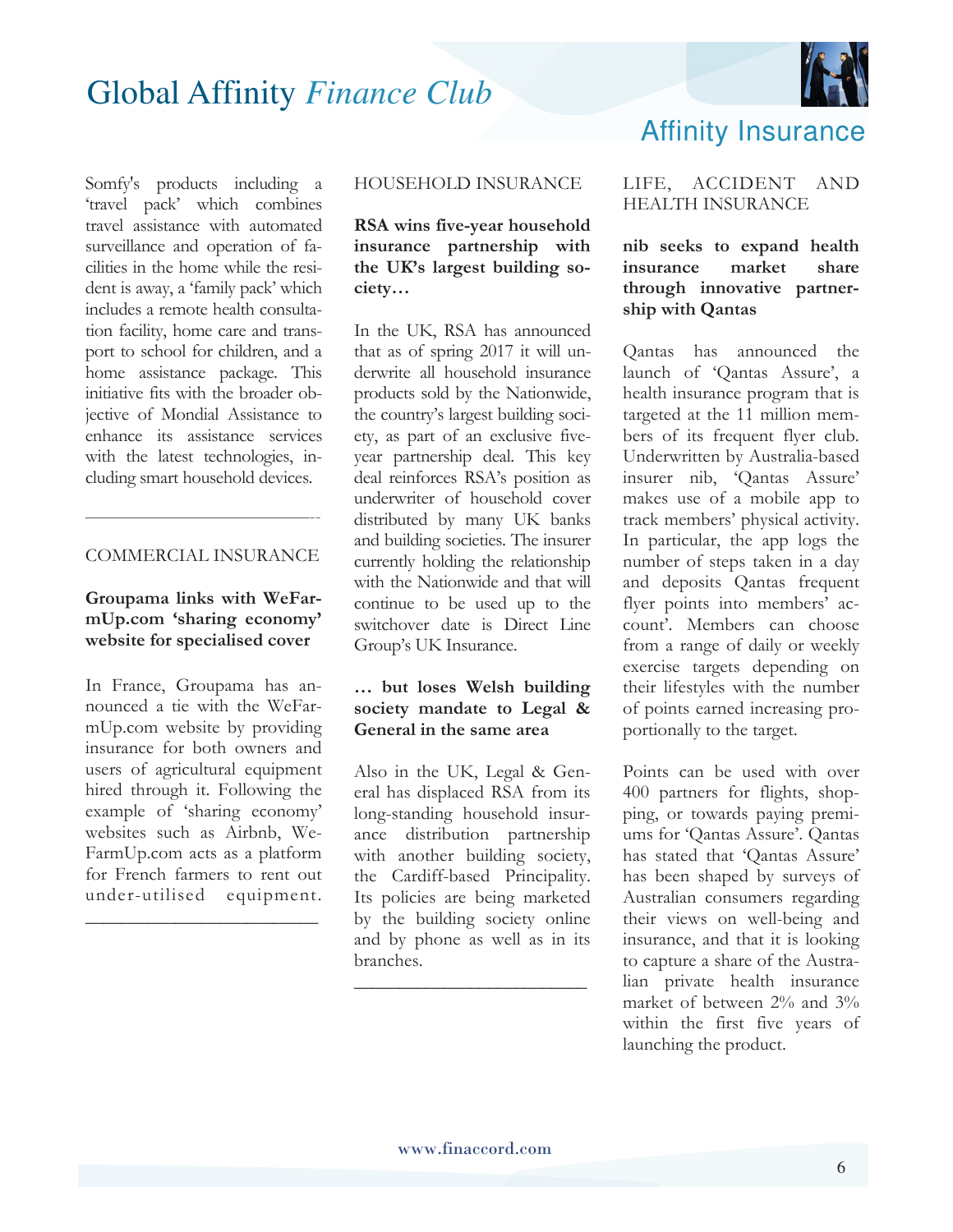Somfy's products including a 'travel pack' which combines travel assistance with automated surveillance and operation of facilities in the home while the resident is away, a 'family pack' which includes a remote health consultation facility, home care and transport to school for children, and a home assistance package. This initiative fits with the broader objective of Mondial Assistance to enhance its assistance services with the latest technologies, including smart household devices.

---

## COMMERCIAL INSURANCE

### Groupama links with WeFarmUp.com 'sharing economy' website for specialised cover

In France, Groupama has announced a tie with the WeFarmUp.com website by providing insurance for both owners and users of agricultural equipment hired through it. Following the example of 'sharing economy' websites such as Airbnb, WeFarmUp.com acts as a platform for French farmers to rent out under-utilised equipment.

---

## HOUSEHOLD INSURANCE

### RSA wins five-year household insurance partnership with the UK's largest building society…

In the UK, RSA has announced that as of spring 2017 it will underwrite all household insurance products sold by the Nationwide, the country's largest building society, as part of an exclusive five-year partnership deal. This key deal reinforces RSA's position as underwriter of household cover distributed by many UK banks and building societies. The insurer currently holding the relationship with the Nationwide and that will continue to be used up to the switchover date is Direct Line Group's UK Insurance.

### … but loses Welsh building society mandate to Legal & General in the same area

Also in the UK, Legal & General has displaced RSA from its long-standing household insurance distribution partnership with another building society, the Cardiff-based Principality. Its policies are being marketed by the building society online and by phone as well as in its branches.

---

## LIFE, ACCIDENT AND HEALTH INSURANCE

### nib seeks to expand health insurance market share through innovative partnership with Qantas

Qantas has announced the launch of 'Qantas Assure', a health insurance program that is targeted at the 11 million members of its frequent flyer club. Underwritten by Australia-based insurer nib, 'Qantas Assure' makes use of a mobile app to track members' physical activity. In particular, the app logs the number of steps taken in a day and deposits Qantas frequent flyer points into members' account'. Members can choose from a range of daily or weekly exercise targets depending on their lifestyles with the number of points earned increasing proportionally to the target.

Points can be used with over 400 partners for flights, shopping, or towards paying premiums for 'Qantas Assure'. Qantas has stated that 'Qantas Assure' has been shaped by surveys of Australian consumers regarding their views on well-being and insurance, and that it is looking to capture a share of the Australian private health insurance market of between 2% and 3% within the first five years of launching the product.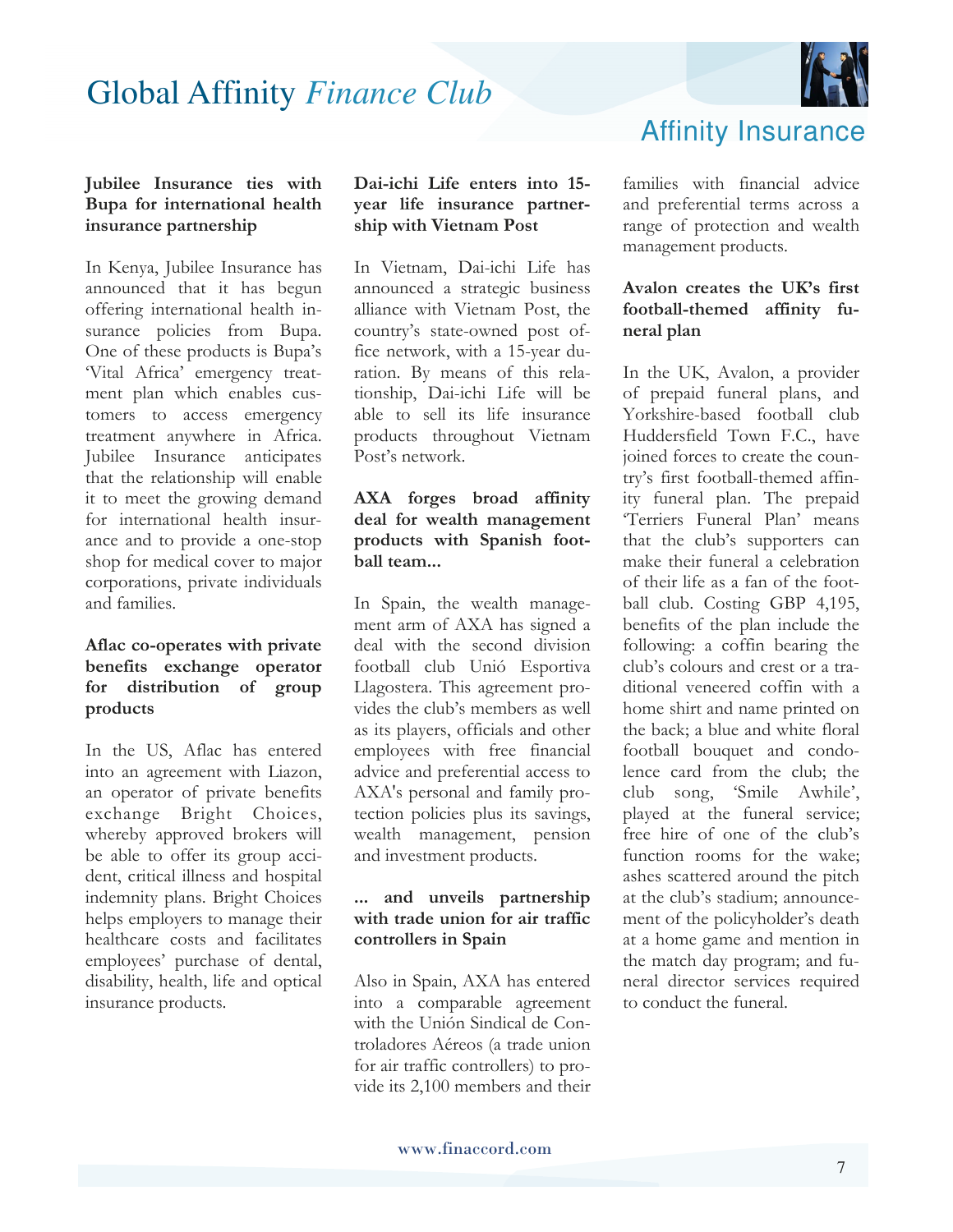# Affinity Insurance

### Jubilee Insurance ties with Bupa for international health insurance partnership

In Kenya, Jubilee Insurance has announced that it has begun offering international health insurance policies from Bupa. One of these products is Bupa's 'Vital Africa' emergency treatment plan which enables customers to access emergency treatment anywhere in Africa. Jubilee Insurance anticipates that the relationship will enable it to meet the growing demand for international health insurance and to provide a one-stop shop for medical cover to major corporations, private individuals and families.

### Aflac co-operates with private benefits exchange operator for distribution of group products

In the US, Aflac has entered into an agreement with Liazon, an operator of private benefits exchange Bright Choices, whereby approved brokers will be able to offer its group accident, critical illness and hospital indemnity plans. Bright Choices helps employers to manage their healthcare costs and facilitates employees' purchase of dental, disability, health, life and optical insurance products.

### Dai-ichi Life enters into 15-year life insurance partnership with Vietnam Post

In Vietnam, Dai-ichi Life has announced a strategic business alliance with Vietnam Post, the country's state-owned post office network, with a 15-year duration. By means of this relationship, Dai-ichi Life will be able to sell its life insurance products throughout Vietnam Post's network.

### AXA forges broad affinity deal for wealth management products with Spanish football team...

In Spain, the wealth management arm of AXA has signed a deal with the second division football club Unió Esportiva Llagostera. This agreement provides the club's members as well as its players, officials and other employees with free financial advice and preferential access to AXA's personal and family protection policies plus its savings, wealth management, pension and investment products.

### ... and unveils partnership with trade union for air traffic controllers in Spain

Also in Spain, AXA has entered into a comparable agreement with the Unión Sindical de Controladores Aéreos (a trade union for air traffic controllers) to provide its 2,100 members and their families with financial advice and preferential terms across a range of protection and wealth management products.

### Avalon creates the UK's first football-themed affinity funeral plan

In the UK, Avalon, a provider of prepaid funeral plans, and Yorkshire-based football club Huddersfield Town F.C., have joined forces to create the country's first football-themed affinity funeral plan. The prepaid 'Terriers Funeral Plan' means that the club's supporters can make their funeral a celebration of their life as a fan of the football club. Costing GBP 4,195, benefits of the plan include the following: a coffin bearing the club's colours and crest or a traditional veneered coffin with a home shirt and name printed on the back; a blue and white floral football bouquet and condolence card from the club; the club song, 'Smile Awhile', played at the funeral service; free hire of one of the club's function rooms for the wake; ashes scattered around the pitch at the club's stadium; announcement of the policyholder's death at a home game and mention in the match day program; and funeral director services required to conduct the funeral.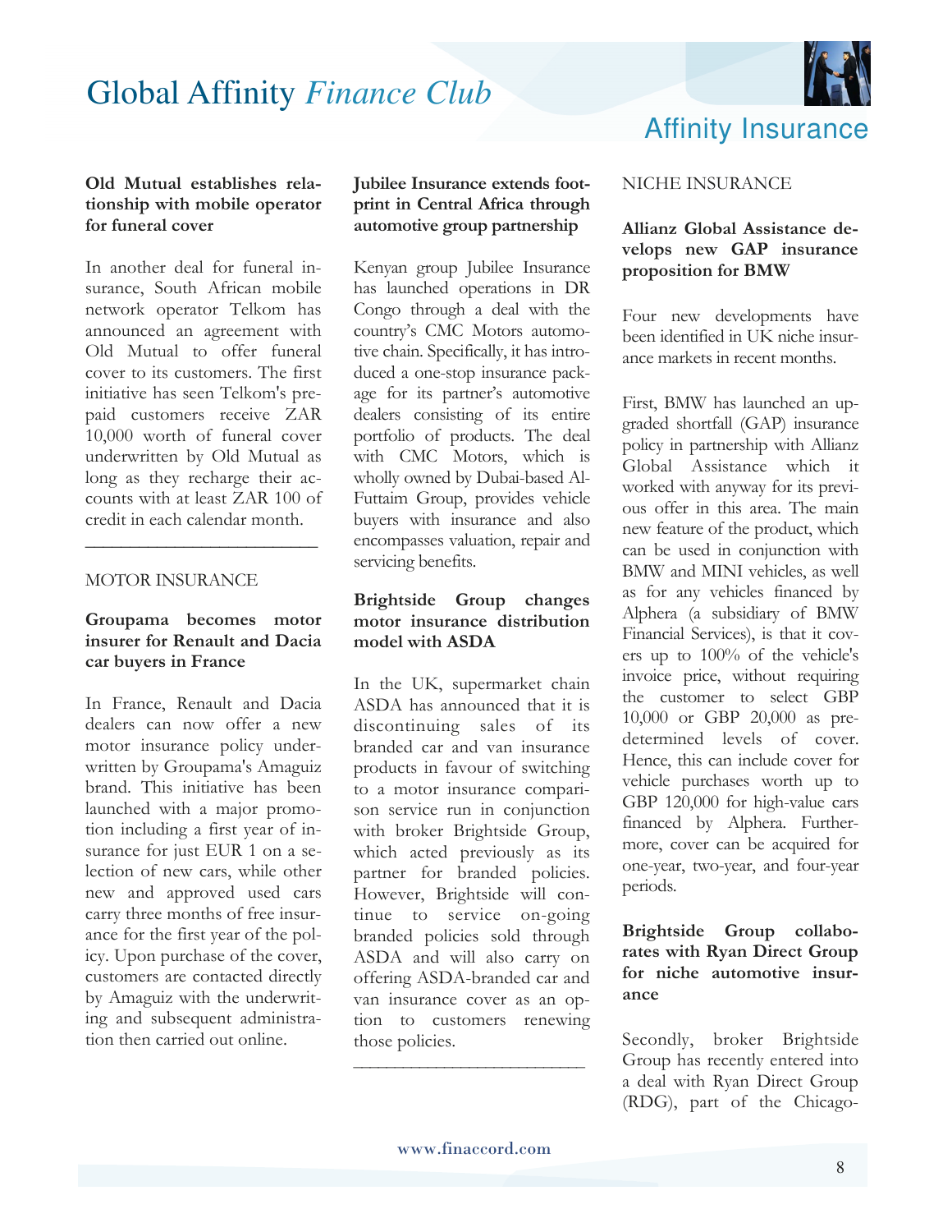**Old Mutual establishes relationship with mobile operator for funeral cover**

In another deal for funeral insurance, South African mobile network operator Telkom has announced an agreement with Old Mutual to offer funeral cover to its customers. The first initiative has seen Telkom's pre-paid customers receive ZAR 10,000 worth of funeral cover underwritten by Old Mutual as long as they recharge their accounts with at least ZAR 100 of credit in each calendar month.

---

MOTOR INSURANCE

**Groupama becomes motor insurer for Renault and Dacia car buyers in France**

In France, Renault and Dacia dealers can now offer a new motor insurance policy underwritten by Groupama's Amaguiz brand. This initiative has been launched with a major promotion including a first year of insurance for just EUR 1 on a selection of new cars, while other new and approved used cars carry three months of free insurance for the first year of the policy. Upon purchase of the cover, customers are contacted directly by Amaguiz with the underwriting and subsequent administration then carried out online.

**Jubilee Insurance extends footprint in Central Africa through automotive group partnership**

Kenyan group Jubilee Insurance has launched operations in DR Congo through a deal with the country's CMC Motors automotive chain. Specifically, it has introduced a one-stop insurance package for its partner's automotive dealers consisting of its entire portfolio of products. The deal with CMC Motors, which is wholly owned by Dubai-based Al-Futtaim Group, provides vehicle buyers with insurance and also encompasses valuation, repair and servicing benefits.

**Brightside Group changes motor insurance distribution model with ASDA**

In the UK, supermarket chain ASDA has announced that it is discontinuing sales of its branded car and van insurance products in favour of switching to a motor insurance comparison service run in conjunction with broker Brightside Group, which acted previously as its partner for branded policies. However, Brightside will continue to service on-going branded policies sold through ASDA and will also carry on offering ASDA-branded car and van insurance cover as an option to customers renewing those policies.

---

NICHE INSURANCE

**Allianz Global Assistance develops new GAP insurance proposition for BMW**

Four new developments have been identified in UK niche insurance markets in recent months.

First, BMW has launched an upgraded shortfall (GAP) insurance policy in partnership with Allianz Global Assistance which it worked with anyway for its previous offer in this area. The main new feature of the product, which can be used in conjunction with BMW and MINI vehicles, as well as for any vehicles financed by Alphera (a subsidiary of BMW Financial Services), is that it covers up to 100% of the vehicle's invoice price, without requiring the customer to select GBP 10,000 or GBP 20,000 as pre-determined levels of cover. Hence, this can include cover for vehicle purchases worth up to GBP 120,000 for high-value cars financed by Alphera. Furthermore, cover can be acquired for one-year, two-year, and four-year periods.

**Brightside Group collaborates with Ryan Direct Group for niche automotive insurance**

Secondly, broker Brightside Group has recently entered into a deal with Ryan Direct Group (RDG), part of the Chicago-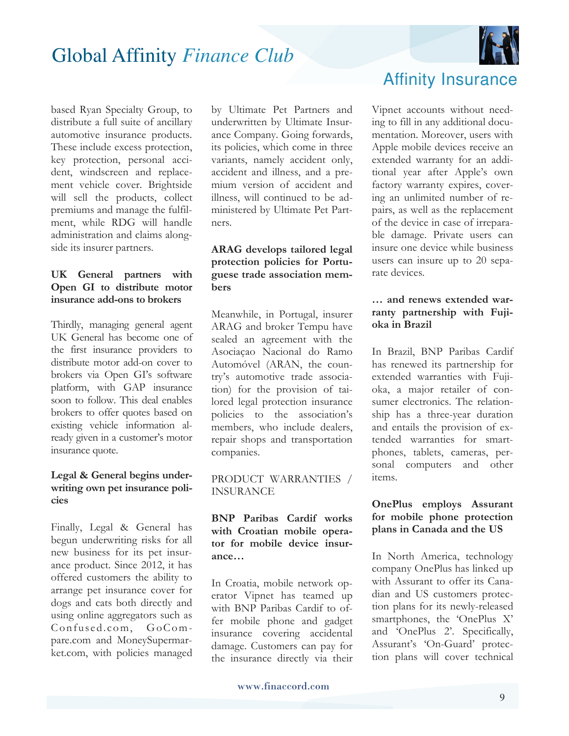based Ryan Specialty Group, to distribute a full suite of ancillary automotive insurance products. These include excess protection, key protection, personal accident, windscreen and replacement vehicle cover. Brightside will sell the products, collect premiums and manage the fulfilment, while RDG will handle administration and claims alongside its insurer partners.

**UK General partners with Open GI to distribute motor insurance add-ons to brokers**

Thirdly, managing general agent UK General has become one of the first insurance providers to distribute motor add-on cover to brokers via Open GI's software platform, with GAP insurance soon to follow. This deal enables brokers to offer quotes based on existing vehicle information already given in a customer's motor insurance quote.

**Legal & General begins underwriting own pet insurance policies**

Finally, Legal & General has begun underwriting risks for all new business for its pet insurance product. Since 2012, it has offered customers the ability to arrange pet insurance cover for dogs and cats both directly and using online aggregators such as Confused.com, GoCompare.com and MoneySupermarket.com, with policies managed by Ultimate Pet Partners and underwritten by Ultimate Insurance Company. Going forwards, its policies, which come in three variants, namely accident only, accident and illness, and a premium version of accident and illness, will continued to be administered by Ultimate Pet Partners.

**ARAG develops tailored legal protection policies for Portuguese trade association members**

Meanwhile, in Portugal, insurer ARAG and broker Tempu have sealed an agreement with the Asociaçao Nacional do Ramo Automóvel (ARAN, the country's automotive trade association) for the provision of tailored legal protection insurance policies to the association's members, who include dealers, repair shops and transportation companies.

PRODUCT WARRANTIES / INSURANCE

**BNP Paribas Cardif works with Croatian mobile operator for mobile device insurance…**

In Croatia, mobile network operator Vipnet has teamed up with BNP Paribas Cardif to offer mobile phone and gadget insurance covering accidental damage. Customers can pay for the insurance directly via their Vipnet accounts without needing to fill in any additional documentation. Moreover, users with Apple mobile devices receive an extended warranty for an additional year after Apple's own factory warranty expires, covering an unlimited number of repairs, as well as the replacement of the device in case of irreparable damage. Private users can insure one device while business users can insure up to 20 separate devices.

**… and renews extended warranty partnership with Fujioka in Brazil**

In Brazil, BNP Paribas Cardif has renewed its partnership for extended warranties with Fujioka, a major retailer of consumer electronics. The relationship has a three-year duration and entails the provision of extended warranties for smartphones, tablets, cameras, personal computers and other items.

**OnePlus employs Assurant for mobile phone protection plans in Canada and the US**

In North America, technology company OnePlus has linked up with Assurant to offer its Canadian and US customers protection plans for its newly-released smartphones, the 'OnePlus X' and 'OnePlus 2'. Specifically, Assurant's 'On-Guard' protection plans will cover technical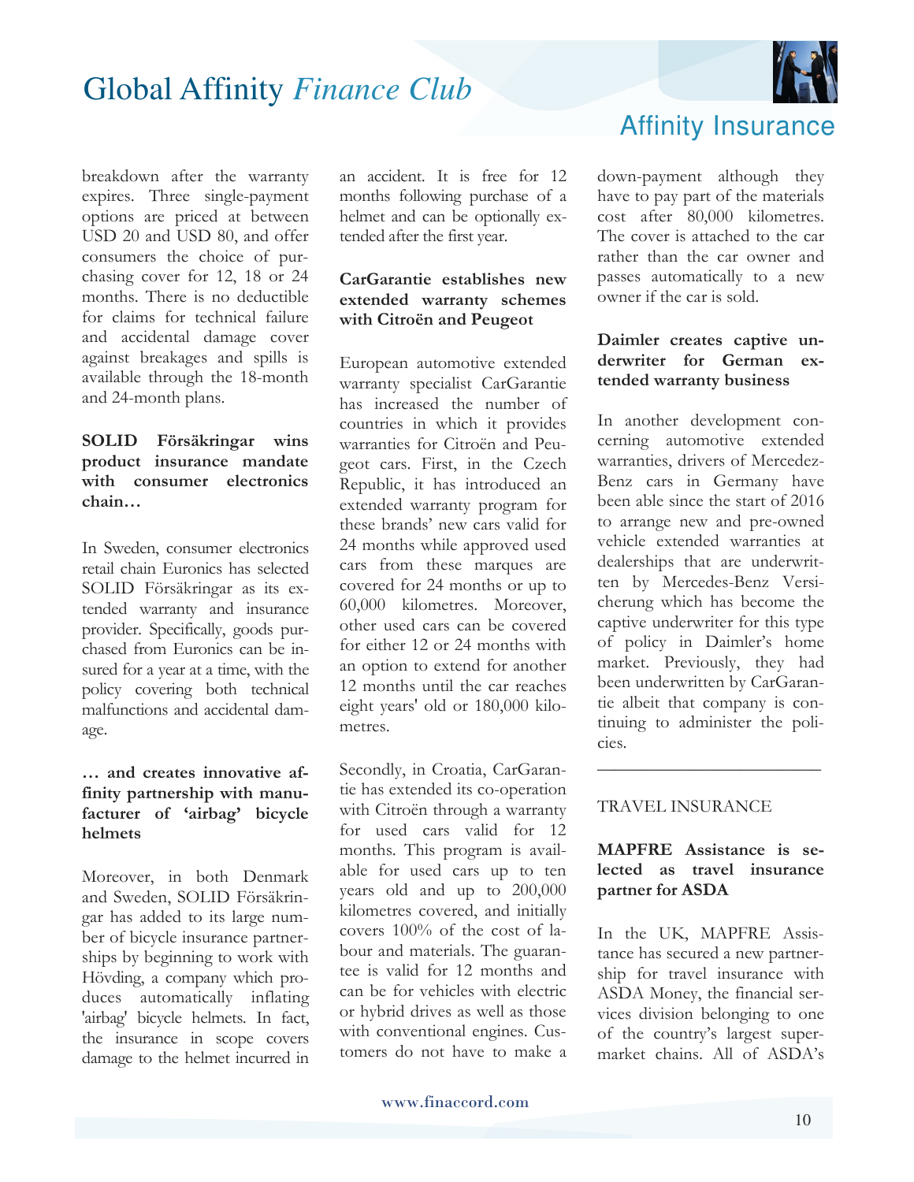breakdown after the warranty expires. Three single-payment options are priced at between USD 20 and USD 80, and offer consumers the choice of purchasing cover for 12, 18 or 24 months. There is no deductible for claims for technical failure and accidental damage cover against breakages and spills is available through the 18-month and 24-month plans.

**SOLID Försäkringar wins product insurance mandate with consumer electronics chain…**

In Sweden, consumer electronics retail chain Euronics has selected SOLID Försäkringar as its extended warranty and insurance provider. Specifically, goods purchased from Euronics can be insured for a year at a time, with the policy covering both technical malfunctions and accidental damage.

**… and creates innovative affinity partnership with manufacturer of 'airbag' bicycle helmets**

Moreover, in both Denmark and Sweden, SOLID Försäkringar has added to its large number of bicycle insurance partnerships by beginning to work with Hövding, a company which produces automatically inflating 'airbag' bicycle helmets. In fact, the insurance in scope covers damage to the helmet incurred in an accident. It is free for 12 months following purchase of a helmet and can be optionally extended after the first year.

**CarGarantie establishes new extended warranty schemes with Citroën and Peugeot**

European automotive extended warranty specialist CarGarantie has increased the number of countries in which it provides warranties for Citroën and Peugeot cars. First, in the Czech Republic, it has introduced an extended warranty program for these brands' new cars valid for 24 months while approved used cars from these marques are covered for 24 months or up to 60,000 kilometres. Moreover, other used cars can be covered for either 12 or 24 months with an option to extend for another 12 months until the car reaches eight years' old or 180,000 kilometres.

Secondly, in Croatia, CarGarantie has extended its co-operation with Citroën through a warranty for used cars valid for 12 months. This program is available for used cars up to ten years old and up to 200,000 kilometres covered, and initially covers 100% of the cost of labour and materials. The guarantee is valid for 12 months and can be for vehicles with electric or hybrid drives as well as those with conventional engines. Customers do not have to make a down-payment although they have to pay part of the materials cost after 80,000 kilometres. The cover is attached to the car rather than the car owner and passes automatically to a new owner if the car is sold.

**Daimler creates captive underwriter for German extended warranty business**

In another development concerning automotive extended warranties, drivers of Mercedez-Benz cars in Germany have been able since the start of 2016 to arrange new and pre-owned vehicle extended warranties at dealerships that are underwritten by Mercedes-Benz Versicherung which has become the captive underwriter for this type of policy in Daimler's home market. Previously, they had been underwritten by CarGarantie albeit that company is continuing to administer the policies.

---

TRAVEL INSURANCE

**MAPFRE Assistance is selected as travel insurance partner for ASDA**

In the UK, MAPFRE Assistance has secured a new partnership for travel insurance with ASDA Money, the financial services division belonging to one of the country's largest supermarket chains. All of ASDA's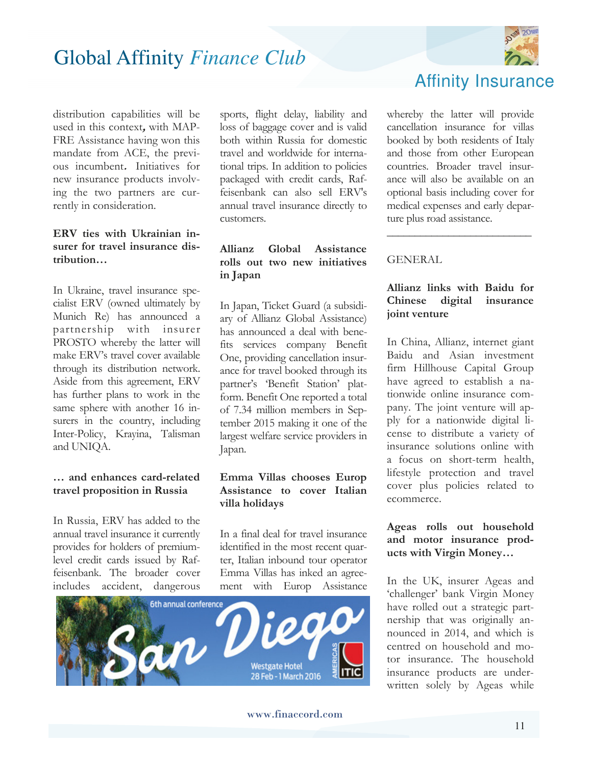distribution capabilities will be used in this context, with MAPFRE Assistance having won this mandate from ACE, the previous incumbent. Initiatives for new insurance products involving the two partners are currently in consideration.

**ERV ties with Ukrainian insurer for travel insurance distribution…**

In Ukraine, travel insurance specialist ERV (owned ultimately by Munich Re) has announced a partnership with insurer PROSTO whereby the latter will make ERV's travel cover available through its distribution network. Aside from this agreement, ERV has further plans to work in the same sphere with another 16 insurers in the country, including Inter-Policy, Krayina, Talisman and UNIQA.

**… and enhances card-related travel proposition in Russia**

In Russia, ERV has added to the annual travel insurance it currently provides for holders of premium-level credit cards issued by Raiffeisenbank. The broader cover includes accident, dangerous sports, flight delay, liability and loss of baggage cover and is valid both within Russia for domestic travel and worldwide for international trips. In addition to policies packaged with credit cards, Raiffeisenbank can also sell ERV's annual travel insurance directly to customers.

**Allianz Global Assistance rolls out two new initiatives in Japan**

In Japan, Ticket Guard (a subsidiary of Allianz Global Assistance) has announced a deal with benefits services company Benefit One, providing cancellation insurance for travel booked through its partner's 'Benefit Station' platform. Benefit One reported a total of 7.34 million members in September 2015 making it one of the largest welfare service providers in Japan.

**Emma Villas chooses Europ Assistance to cover Italian villa holidays**

In a final deal for travel insurance identified in the most recent quarter, Italian inbound tour operator Emma Villas has inked an agreement with Europ Assistance whereby the latter will provide cancellation insurance for villas booked by both residents of Italy and those from other European countries. Broader travel insurance will also be available on an optional basis including cover for medical expenses and early departure plus road assistance.

---

GENERAL

**Allianz links with Baidu for Chinese digital insurance joint venture**

In China, Allianz, internet giant Baidu and Asian investment firm Hillhouse Capital Group have agreed to establish a nationwide online insurance company. The joint venture will apply for a nationwide digital license to distribute a variety of insurance solutions online with a focus on short-term health, lifestyle protection and travel cover plus policies related to ecommerce.

**Ageas rolls out household and motor insurance products with Virgin Money…**

In the UK, insurer Ageas and 'challenger' bank Virgin Money have rolled out a strategic partnership that was originally announced in 2014, and which is centred on household and motor insurance. The household insurance products are underwritten solely by Ageas while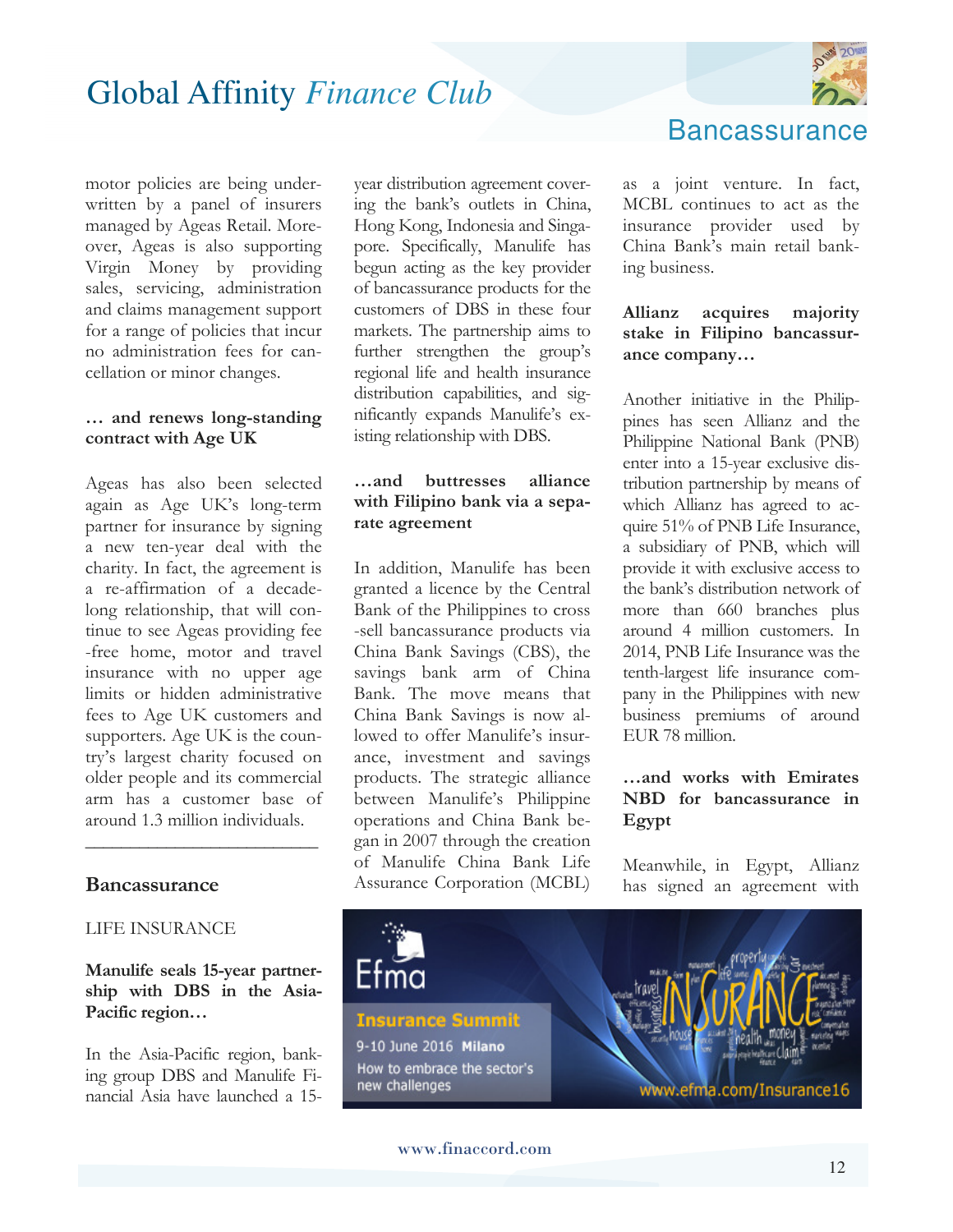motor policies are being underwritten by a panel of insurers managed by Ageas Retail. Moreover, Ageas is also supporting Virgin Money by providing sales, servicing, administration and claims management support for a range of policies that incur no administration fees for cancellation or minor changes.

**… and renews long-standing contract with Age UK**

Ageas has also been selected again as Age UK's long-term partner for insurance by signing a new ten-year deal with the charity. In fact, the agreement is a re-affirmation of a decade-long relationship, that will continue to see Ageas providing fee-free home, motor and travel insurance with no upper age limits or hidden administrative fees to Age UK customers and supporters. Age UK is the country's largest charity focused on older people and its commercial arm has a customer base of around 1.3 million individuals.

---

## Bancassurance

LIFE INSURANCE

**Manulife seals 15-year partnership with DBS in the Asia-Pacific region…**

In the Asia-Pacific region, banking group DBS and Manulife Financial Asia have launched a 15-year distribution agreement covering the bank's outlets in China, Hong Kong, Indonesia and Singapore. Specifically, Manulife has begun acting as the key provider of bancassurance products for the customers of DBS in these four markets. The partnership aims to further strengthen the group's regional life and health insurance distribution capabilities, and significantly expands Manulife's existing relationship with DBS.

**…and buttresses alliance with Filipino bank via a separate agreement**

In addition, Manulife has been granted a licence by the Central Bank of the Philippines to cross-sell bancassurance products via China Bank Savings (CBS), the savings bank arm of China Bank. The move means that China Bank Savings is now allowed to offer Manulife's insurance, investment and savings products. The strategic alliance between Manulife's Philippine operations and China Bank began in 2007 through the creation of Manulife China Bank Life Assurance Corporation (MCBL) as a joint venture. In fact, MCBL continues to act as the insurance provider used by China Bank's main retail banking business.

**Allianz acquires majority stake in Filipino bancassurance company…**

Another initiative in the Philippines has seen Allianz and the Philippine National Bank (PNB) enter into a 15-year exclusive distribution partnership by means of which Allianz has agreed to acquire 51% of PNB Life Insurance, a subsidiary of PNB, which will provide it with exclusive access to the bank's distribution network of more than 660 branches plus around 4 million customers. In 2014, PNB Life Insurance was the tenth-largest life insurance company in the Philippines with new business premiums of around EUR 78 million.

**…and works with Emirates NBD for bancassurance in Egypt**

Meanwhile, in Egypt, Allianz has signed an agreement with

Efma Insurance Summit
9-10 June 2016 Milano
How to embrace the sector's new challenges
www.efma.com/Insurance16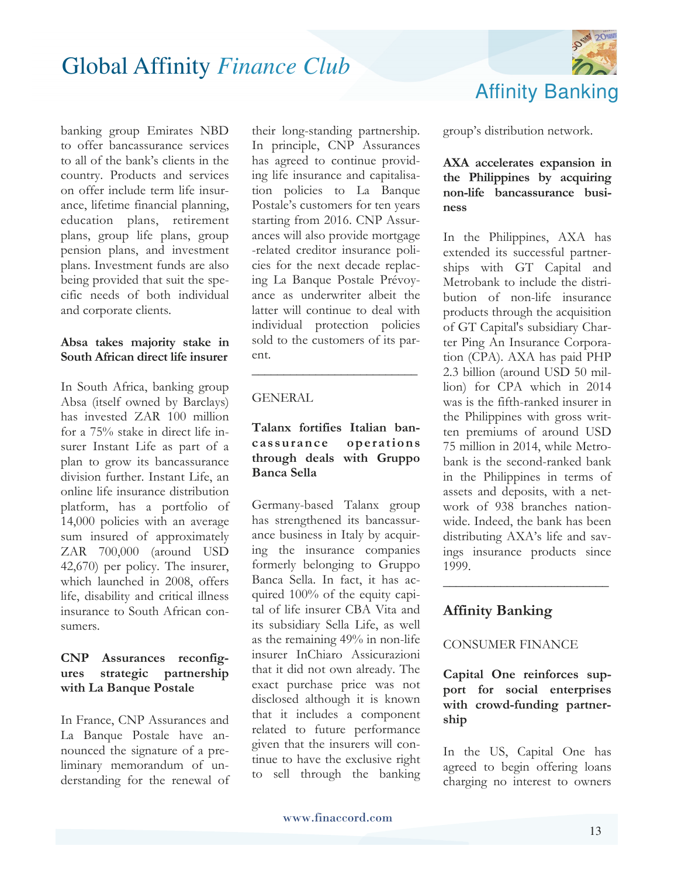banking group Emirates NBD to offer bancassurance services to all of the bank's clients in the country. Products and services on offer include term life insurance, lifetime financial planning, education plans, retirement plans, group life plans, group pension plans, and investment plans. Investment funds are also being provided that suit the specific needs of both individual and corporate clients.

**Absa takes majority stake in South African direct life insurer**

In South Africa, banking group Absa (itself owned by Barclays) has invested ZAR 100 million for a 75% stake in direct life insurer Instant Life as part of a plan to grow its bancassurance division further. Instant Life, an online life insurance distribution platform, has a portfolio of 14,000 policies with an average sum insured of approximately ZAR 700,000 (around USD 42,670) per policy. The insurer, which launched in 2008, offers life, disability and critical illness insurance to South African consumers.

**CNP Assurances reconfigures strategic partnership with La Banque Postale**

In France, CNP Assurances and La Banque Postale have announced the signature of a preliminary memorandum of understanding for the renewal of their long-standing partnership. In principle, CNP Assurances has agreed to continue providing life insurance and capitalisation policies to La Banque Postale's customers for ten years starting from 2016. CNP Assurances will also provide mortgage-related creditor insurance policies for the next decade replacing La Banque Postale Prévoyance as underwriter albeit the latter will continue to deal with individual protection policies sold to the customers of its parent.

---

GENERAL

**Talanx fortifies Italian bancassurance operations through deals with Gruppo Banca Sella**

Germany-based Talanx group has strengthened its bancassurance business in Italy by acquiring the insurance companies formerly belonging to Gruppo Banca Sella. In fact, it has acquired 100% of the equity capital of life insurer CBA Vita and its subsidiary Sella Life, as well as the remaining 49% in non-life insurer InChiaro Assicurazioni that it did not own already. The exact purchase price was not disclosed although it is known that it includes a component related to future performance given that the insurers will continue to have the exclusive right to sell through the banking group's distribution network.

**AXA accelerates expansion in the Philippines by acquiring non-life bancassurance business**

In the Philippines, AXA has extended its successful partnerships with GT Capital and Metrobank to include the distribution of non-life insurance products through the acquisition of GT Capital's subsidiary Charter Ping An Insurance Corporation (CPA). AXA has paid PHP 2.3 billion (around USD 50 million) for CPA which in 2014 was is the fifth-ranked insurer in the Philippines with gross written premiums of around USD 75 million in 2014, while Metrobank is the second-ranked bank in the Philippines in terms of assets and deposits, with a network of 938 branches nationwide. Indeed, the bank has been distributing AXA's life and savings insurance products since 1999.

---

## Affinity Banking

CONSUMER FINANCE

**Capital One reinforces support for social enterprises with crowd-funding partnership**

In the US, Capital One has agreed to begin offering loans charging no interest to owners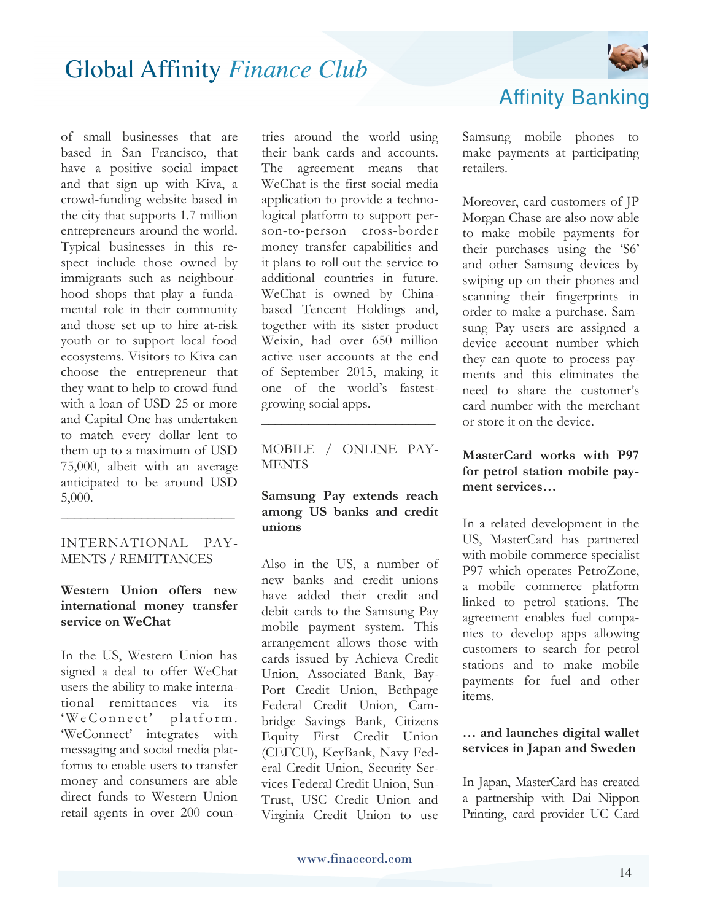of small businesses that are based in San Francisco, that have a positive social impact and that sign up with Kiva, a crowd-funding website based in the city that supports 1.7 million entrepreneurs around the world. Typical businesses in this respect include those owned by immigrants such as neighbourhood shops that play a fundamental role in their community and those set up to hire at-risk youth or to support local food ecosystems. Visitors to Kiva can choose the entrepreneur that they want to help to crowd-fund with a loan of USD 25 or more and Capital One has undertaken to match every dollar lent to them up to a maximum of USD 75,000, albeit with an average anticipated to be around USD 5,000.

---

INTERNATIONAL PAYMENTS / REMITTANCES

**Western Union offers new international money transfer service on WeChat**

In the US, Western Union has signed a deal to offer WeChat users the ability to make international remittances via its 'WeConnect' platform. 'WeConnect' integrates with messaging and social media platforms to enable users to transfer money and consumers are able direct funds to Western Union retail agents in over 200 countries around the world using their bank cards and accounts. The agreement means that WeChat is the first social media application to provide a technological platform to support person-to-person cross-border money transfer capabilities and it plans to roll out the service to additional countries in future. WeChat is owned by China-based Tencent Holdings and, together with its sister product Weixin, had over 650 million active user accounts at the end of September 2015, making it one of the world's fastest-growing social apps.

---

MOBILE / ONLINE PAYMENTS

**Samsung Pay extends reach among US banks and credit unions**

Also in the US, a number of new banks and credit unions have added their credit and debit cards to the Samsung Pay mobile payment system. This arrangement allows those with cards issued by Achieva Credit Union, Associated Bank, BayPort Credit Union, Bethpage Federal Credit Union, Cambridge Savings Bank, Citizens Equity First Credit Union (CEFCU), KeyBank, Navy Federal Credit Union, Security Services Federal Credit Union, SunTrust, USC Credit Union and Virginia Credit Union to use Samsung mobile phones to make payments at participating retailers.

Moreover, card customers of JP Morgan Chase are also now able to make mobile payments for their purchases using the 'S6' and other Samsung devices by swiping up on their phones and scanning their fingerprints in order to make a purchase. Samsung Pay users are assigned a device account number which they can quote to process payments and this eliminates the need to share the customer's card number with the merchant or store it on the device.

**MasterCard works with P97 for petrol station mobile payment services…**

In a related development in the US, MasterCard has partnered with mobile commerce specialist P97 which operates PetroZone, a mobile commerce platform linked to petrol stations. The agreement enables fuel companies to develop apps allowing customers to search for petrol stations and to make mobile payments for fuel and other items.

**… and launches digital wallet services in Japan and Sweden**

In Japan, MasterCard has created a partnership with Dai Nippon Printing, card provider UC Card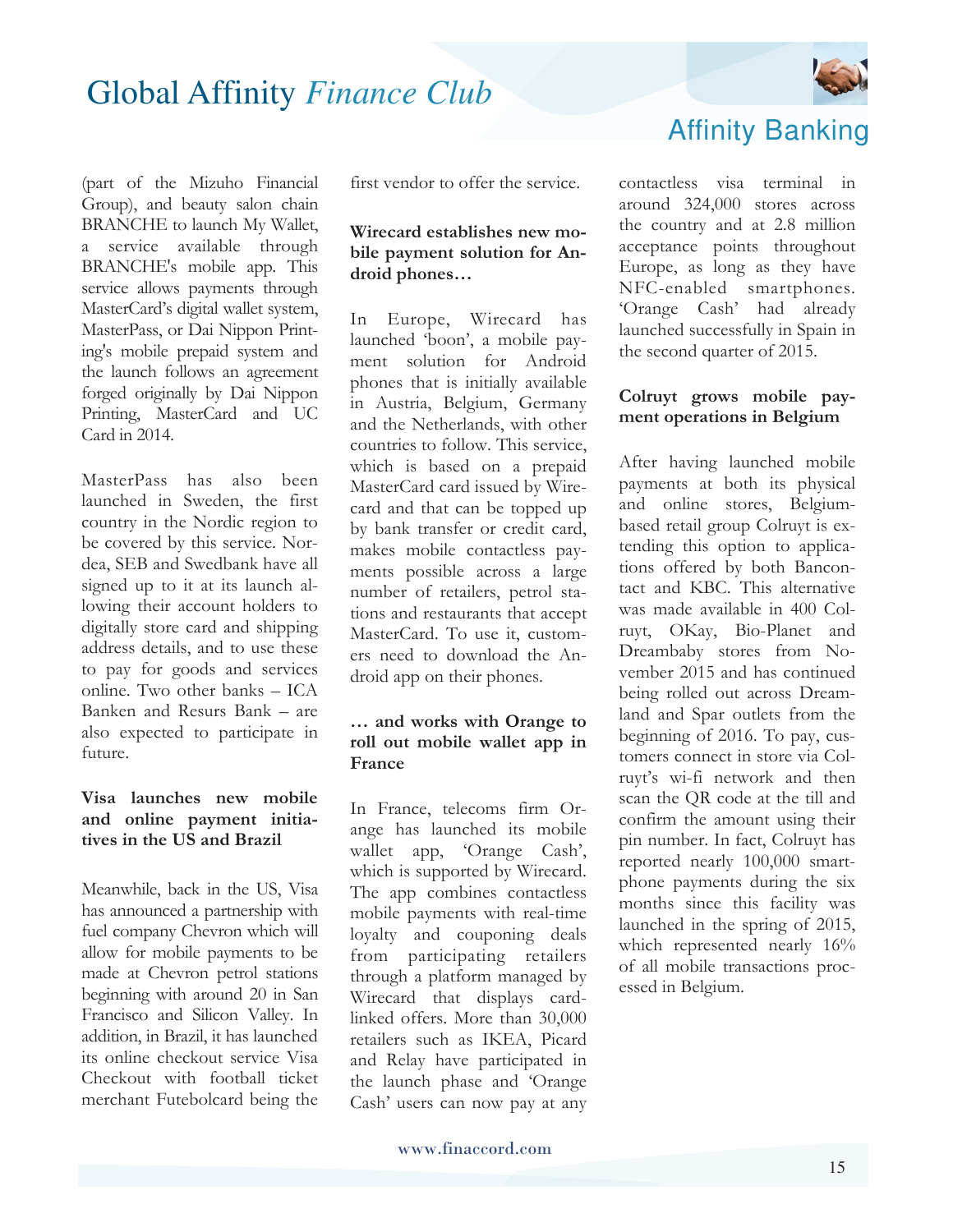(part of the Mizuho Financial Group), and beauty salon chain BRANCHE to launch My Wallet, a service available through BRANCHE's mobile app. This service allows payments through MasterCard's digital wallet system, MasterPass, or Dai Nippon Printing's mobile prepaid system and the launch follows an agreement forged originally by Dai Nippon Printing, MasterCard and UC Card in 2014.

MasterPass has also been launched in Sweden, the first country in the Nordic region to be covered by this service. Nordea, SEB and Swedbank have all signed up to it at its launch allowing their account holders to digitally store card and shipping address details, and to use these to pay for goods and services online. Two other banks – ICA Banken and Resurs Bank – are also expected to participate in future.

**Visa launches new mobile and online payment initiatives in the US and Brazil**

Meanwhile, back in the US, Visa has announced a partnership with fuel company Chevron which will allow for mobile payments to be made at Chevron petrol stations beginning with around 20 in San Francisco and Silicon Valley. In addition, in Brazil, it has launched its online checkout service Visa Checkout with football ticket merchant Futebolcard being the first vendor to offer the service.

**Wirecard establishes new mobile payment solution for Android phones…**

In Europe, Wirecard has launched 'boon', a mobile payment solution for Android phones that is initially available in Austria, Belgium, Germany and the Netherlands, with other countries to follow. This service, which is based on a prepaid MasterCard card issued by Wirecard and that can be topped up by bank transfer or credit card, makes mobile contactless payments possible across a large number of retailers, petrol stations and restaurants that accept MasterCard. To use it, customers need to download the Android app on their phones.

**… and works with Orange to roll out mobile wallet app in France**

In France, telecoms firm Orange has launched its mobile wallet app, 'Orange Cash', which is supported by Wirecard. The app combines contactless mobile payments with real-time loyalty and couponing deals from participating retailers through a platform managed by Wirecard that displays card-linked offers. More than 30,000 retailers such as IKEA, Picard and Relay have participated in the launch phase and 'Orange Cash' users can now pay at any contactless visa terminal in around 324,000 stores across the country and at 2.8 million acceptance points throughout Europe, as long as they have NFC-enabled smartphones. 'Orange Cash' had already launched successfully in Spain in the second quarter of 2015.

**Colruyt grows mobile payment operations in Belgium**

After having launched mobile payments at both its physical and online stores, Belgium-based retail group Colruyt is extending this option to applications offered by both Bancontact and KBC. This alternative was made available in 400 Colruyt, OKay, Bio-Planet and Dreambaby stores from November 2015 and has continued being rolled out across Dreamland and Spar outlets from the beginning of 2016. To pay, customers connect in store via Colruyt's wi-fi network and then scan the QR code at the till and confirm the amount using their pin number. In fact, Colruyt has reported nearly 100,000 smartphone payments during the six months since this facility was launched in the spring of 2015, which represented nearly 16% of all mobile transactions processed in Belgium.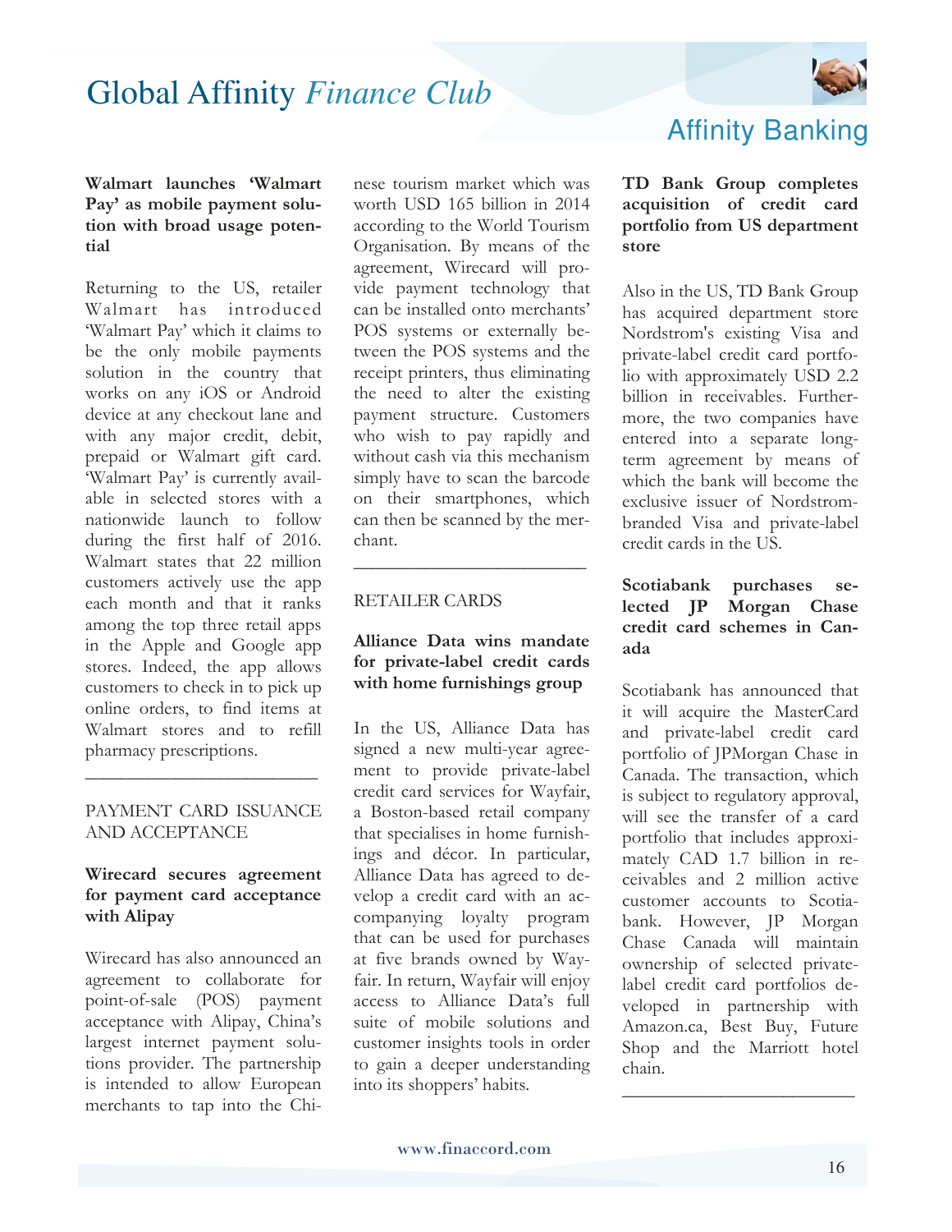**Walmart launches 'Walmart Pay' as mobile payment solution with broad usage potential**

Returning to the US, retailer Walmart has introduced 'Walmart Pay' which it claims to be the only mobile payments solution in the country that works on any iOS or Android device at any checkout lane and with any major credit, debit, prepaid or Walmart gift card. 'Walmart Pay' is currently available in selected stores with a nationwide launch to follow during the first half of 2016. Walmart states that 22 million customers actively use the app each month and that it ranks among the top three retail apps in the Apple and Google app stores. Indeed, the app allows customers to check in to pick up online orders, to find items at Walmart stores and to refill pharmacy prescriptions.

---

PAYMENT CARD ISSUANCE AND ACCEPTANCE

**Wirecard secures agreement for payment card acceptance with Alipay**

Wirecard has also announced an agreement to collaborate for point-of-sale (POS) payment acceptance with Alipay, China's largest internet payment solutions provider. The partnership is intended to allow European merchants to tap into the Chinese tourism market which was worth USD 165 billion in 2014 according to the World Tourism Organisation. By means of the agreement, Wirecard will provide payment technology that can be installed onto merchants' POS systems or externally between the POS systems and the receipt printers, thus eliminating the need to alter the existing payment structure. Customers who wish to pay rapidly and without cash via this mechanism simply have to scan the barcode on their smartphones, which can then be scanned by the merchant.

---

RETAILER CARDS

**Alliance Data wins mandate for private-label credit cards with home furnishings group**

In the US, Alliance Data has signed a new multi-year agreement to provide private-label credit card services for Wayfair, a Boston-based retail company that specialises in home furnishings and décor. In particular, Alliance Data has agreed to develop a credit card with an accompanying loyalty program that can be used for purchases at five brands owned by Wayfair. In return, Wayfair will enjoy access to Alliance Data's full suite of mobile solutions and customer insights tools in order to gain a deeper understanding into its shoppers' habits.

**TD Bank Group completes acquisition of credit card portfolio from US department store**

Also in the US, TD Bank Group has acquired department store Nordstrom's existing Visa and private-label credit card portfolio with approximately USD 2.2 billion in receivables. Furthermore, the two companies have entered into a separate long-term agreement by means of which the bank will become the exclusive issuer of Nordstrom-branded Visa and private-label credit cards in the US.

**Scotiabank purchases selected JP Morgan Chase credit card schemes in Canada**

Scotiabank has announced that it will acquire the MasterCard and private-label credit card portfolio of JPMorgan Chase in Canada. The transaction, which is subject to regulatory approval, will see the transfer of a card portfolio that includes approximately CAD 1.7 billion in receivables and 2 million active customer accounts to Scotiabank. However, JP Morgan Chase Canada will maintain ownership of selected private-label credit card portfolios developed in partnership with Amazon.ca, Best Buy, Future Shop and the Marriott hotel chain.

---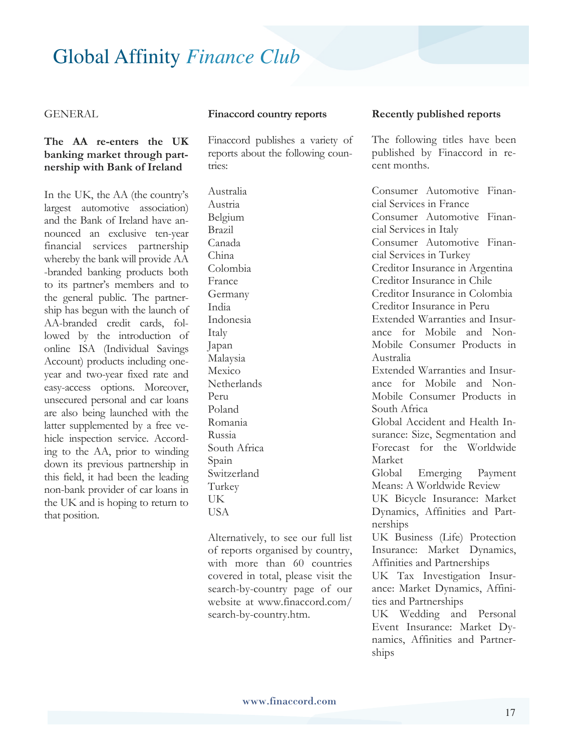# Global Affinity *Finance Club*

GENERAL

**The AA re-enters the UK banking market through partnership with Bank of Ireland**

In the UK, the AA (the country's largest automotive association) and the Bank of Ireland have announced an exclusive ten-year financial services partnership whereby the bank will provide AA-branded banking products both to its partner's members and to the general public. The partnership has begun with the launch of AA-branded credit cards, followed by the introduction of online ISA (Individual Savings Account) products including one-year and two-year fixed rate and easy-access options. Moreover, unsecured personal and car loans are also being launched with the latter supplemented by a free vehicle inspection service. According to the AA, prior to winding down its previous partnership in this field, it had been the leading non-bank provider of car loans in the UK and is hoping to return to that position.

**Finaccord country reports**

Finaccord publishes a variety of reports about the following countries:

Australia
Austria
Belgium
Brazil
Canada
China
Colombia
France
Germany
India
Indonesia
Italy
Japan
Malaysia
Mexico
Netherlands
Peru
Poland
Romania
Russia
South Africa
Spain
Switzerland
Turkey
UK
USA

Alternatively, to see our full list of reports organised by country, with more than 60 countries covered in total, please visit the search-by-country page of our website at www.finaccord.com/search-by-country.htm.

**Recently published reports**

The following titles have been published by Finaccord in recent months.

Consumer Automotive Financial Services in France
Consumer Automotive Financial Services in Italy
Consumer Automotive Financial Services in Turkey
Creditor Insurance in Argentina
Creditor Insurance in Chile
Creditor Insurance in Colombia
Creditor Insurance in Peru
Extended Warranties and Insurance for Mobile and Non-Mobile Consumer Products in Australia
Extended Warranties and Insurance for Mobile and Non-Mobile Consumer Products in South Africa
Global Accident and Health Insurance: Size, Segmentation and Forecast for the Worldwide Market
Global Emerging Payment Means: A Worldwide Review
UK Bicycle Insurance: Market Dynamics, Affinities and Partnerships
UK Business (Life) Protection Insurance: Market Dynamics, Affinities and Partnerships
UK Tax Investigation Insurance: Market Dynamics, Affinities and Partnerships
UK Wedding and Personal Event Insurance: Market Dynamics, Affinities and Partnerships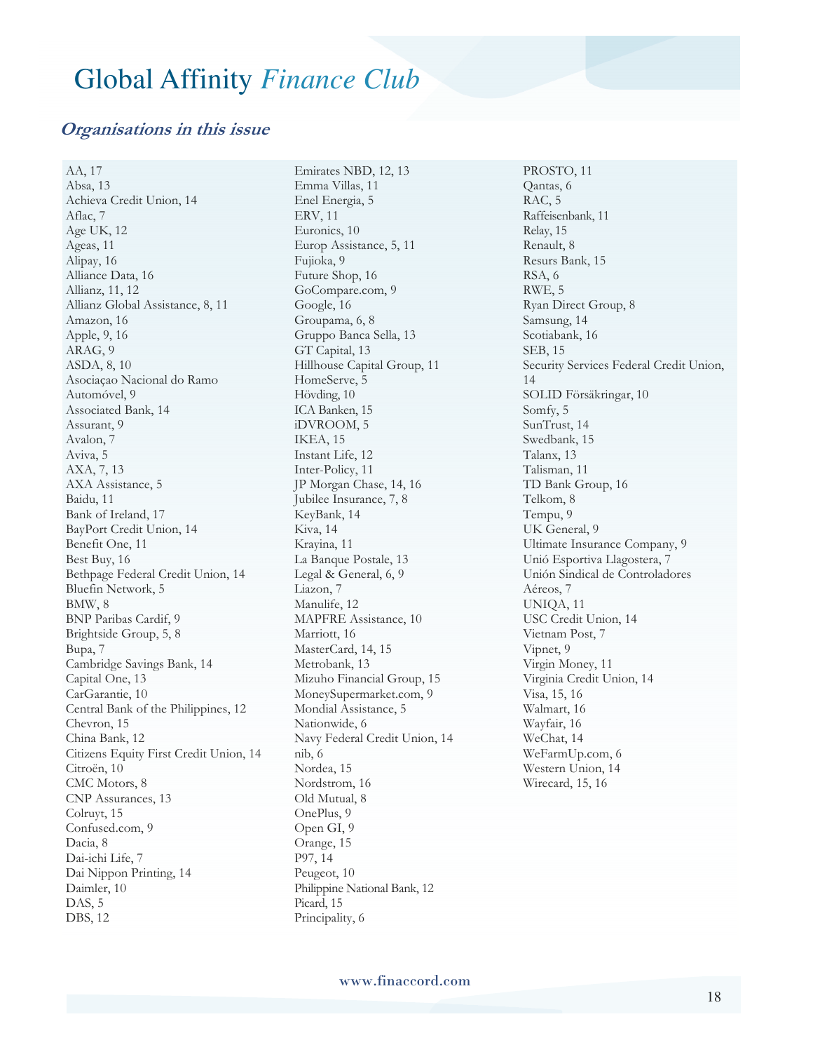# Global Affinity *Finance Club*

## *Organisations in this issue*

AA, 17
Absa, 13
Achieva Credit Union, 14
Aflac, 7
Age UK, 12
Ageas, 11
Alipay, 16
Alliance Data, 16
Allianz, 11, 12
Allianz Global Assistance, 8, 11
Amazon, 16
Apple, 9, 16
ARAG, 9
ASDA, 8, 10
Asociaçao Nacional do Ramo Automóvel, 9
Associated Bank, 14
Assurant, 9
Avalon, 7
Aviva, 5
AXA, 7, 13
AXA Assistance, 5
Baidu, 11
Bank of Ireland, 17
BayPort Credit Union, 14
Benefit One, 11
Best Buy, 16
Bethpage Federal Credit Union, 14
Bluefin Network, 5
BMW, 8
BNP Paribas Cardif, 9
Brightside Group, 5, 8
Bupa, 7
Cambridge Savings Bank, 14
Capital One, 13
CarGarantie, 10
Central Bank of the Philippines, 12
Chevron, 15
China Bank, 12
Citizens Equity First Credit Union, 14
Citroën, 10
CMC Motors, 8
CNP Assurances, 13
Colruyt, 15
Confused.com, 9
Dacia, 8
Dai-ichi Life, 7
Dai Nippon Printing, 14
Daimler, 10
DAS, 5
DBS, 12
Emirates NBD, 12, 13
Emma Villas, 11
Enel Energia, 5
ERV, 11
Euronics, 10
Europ Assistance, 5, 11
Fujioka, 9
Future Shop, 16
GoCompare.com, 9
Google, 16
Groupama, 6, 8
Gruppo Banca Sella, 13
GT Capital, 13
Hillhouse Capital Group, 11
HomeServe, 5
Hövding, 10
ICA Banken, 15
iDVROOM, 5
IKEA, 15
Instant Life, 12
Inter-Policy, 11
JP Morgan Chase, 14, 16
Jubilee Insurance, 7, 8
KeyBank, 14
Kiva, 14
Krayina, 11
La Banque Postale, 13
Legal & General, 6, 9
Liazon, 7
Manulife, 12
MAPFRE Assistance, 10
Marriott, 16
MasterCard, 14, 15
Metrobank, 13
Mizuho Financial Group, 15
MoneySupermarket.com, 9
Mondial Assistance, 5
Nationwide, 6
Navy Federal Credit Union, 14
nib, 6
Nordea, 15
Nordstrom, 16
Old Mutual, 8
OnePlus, 9
Open GI, 9
Orange, 15
P97, 14
Peugeot, 10
Philippine National Bank, 12
Picard, 15
Principality, 6
PROSTO, 11
Qantas, 6
RAC, 5
Raffeisenbank, 11
Relay, 15
Renault, 8
Resurs Bank, 15
RSA, 6
RWE, 5
Ryan Direct Group, 8
Samsung, 14
Scotiabank, 16
SEB, 15
Security Services Federal Credit Union, 14
SOLID Försäkringar, 10
Somfy, 5
SunTrust, 14
Swedbank, 15
Talanx, 13
Talisman, 11
TD Bank Group, 16
Telkom, 8
Tempu, 9
UK General, 9
Ultimate Insurance Company, 9
Unió Esportiva Llagostera, 7
Unión Sindical de Controladores Aéreos, 7
UNIQA, 11
USC Credit Union, 14
Vietnam Post, 7
Vipnet, 9
Virgin Money, 11
Virginia Credit Union, 14
Visa, 15, 16
Walmart, 16
Wayfair, 16
WeChat, 14
WeFarmUp.com, 6
Western Union, 14
Wirecard, 15, 16

www.finaccord.com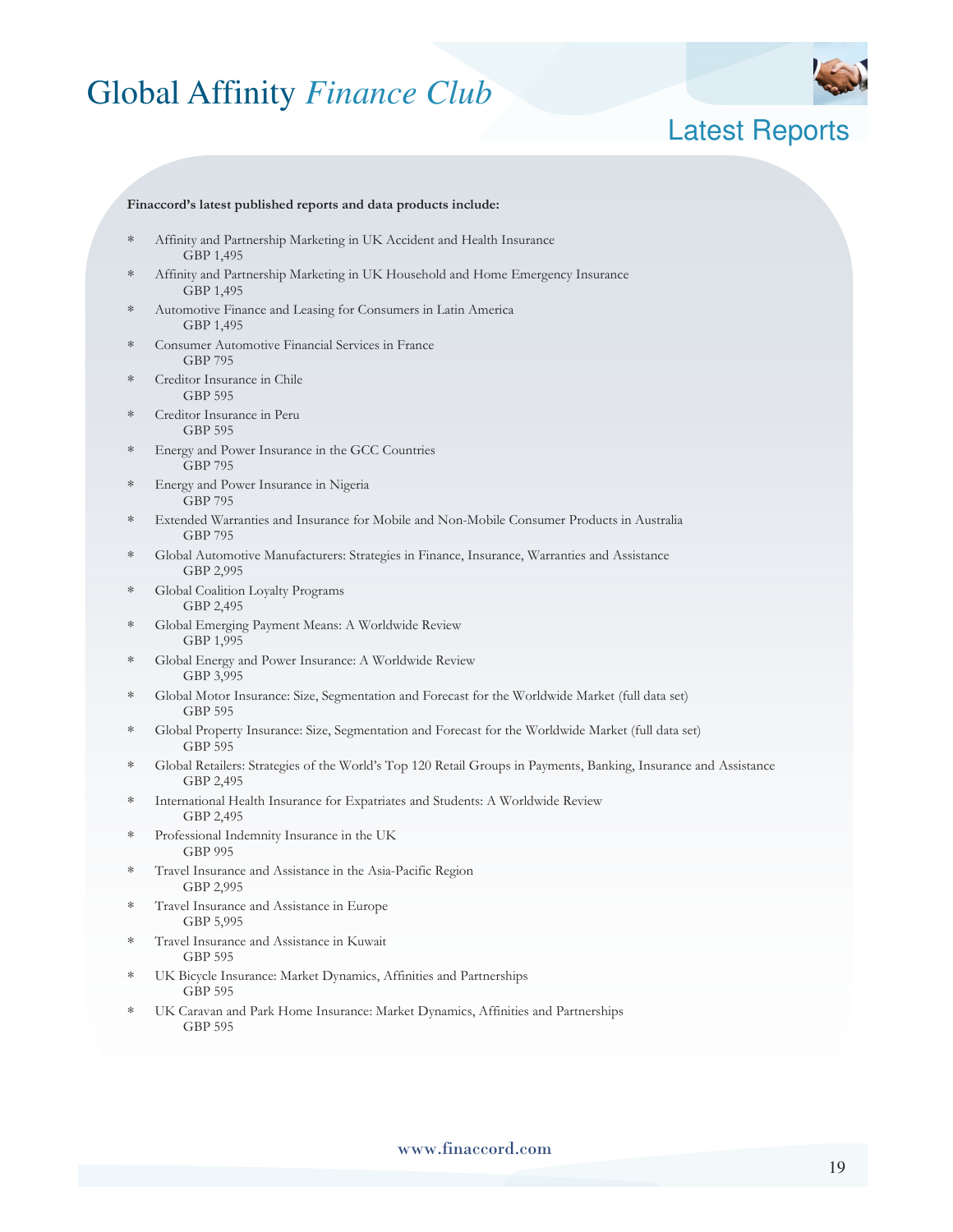# Global Affinity *Finance Club*

## Latest Reports

**Finaccord's latest published reports and data products include:**

* Affinity and Partnership Marketing in UK Accident and Health Insurance
  GBP 1,495
* Affinity and Partnership Marketing in UK Household and Home Emergency Insurance
  GBP 1,495
* Automotive Finance and Leasing for Consumers in Latin America
  GBP 1,495
* Consumer Automotive Financial Services in France
  GBP 795
* Creditor Insurance in Chile
  GBP 595
* Creditor Insurance in Peru
  GBP 595
* Energy and Power Insurance in the GCC Countries
  GBP 795
* Energy and Power Insurance in Nigeria
  GBP 795
* Extended Warranties and Insurance for Mobile and Non-Mobile Consumer Products in Australia
  GBP 795
* Global Automotive Manufacturers: Strategies in Finance, Insurance, Warranties and Assistance
  GBP 2,995
* Global Coalition Loyalty Programs
  GBP 2,495
* Global Emerging Payment Means: A Worldwide Review
  GBP 1,995
* Global Energy and Power Insurance: A Worldwide Review
  GBP 3,995
* Global Motor Insurance: Size, Segmentation and Forecast for the Worldwide Market (full data set)
  GBP 595
* Global Property Insurance: Size, Segmentation and Forecast for the Worldwide Market (full data set)
  GBP 595
* Global Retailers: Strategies of the World's Top 120 Retail Groups in Payments, Banking, Insurance and Assistance
  GBP 2,495
* International Health Insurance for Expatriates and Students: A Worldwide Review
  GBP 2,495
* Professional Indemnity Insurance in the UK
  GBP 995
* Travel Insurance and Assistance in the Asia-Pacific Region
  GBP 2,995
* Travel Insurance and Assistance in Europe
  GBP 5,995
* Travel Insurance and Assistance in Kuwait
  GBP 595
* UK Bicycle Insurance: Market Dynamics, Affinities and Partnerships
  GBP 595
* UK Caravan and Park Home Insurance: Market Dynamics, Affinities and Partnerships
  GBP 595

www.finaccord.com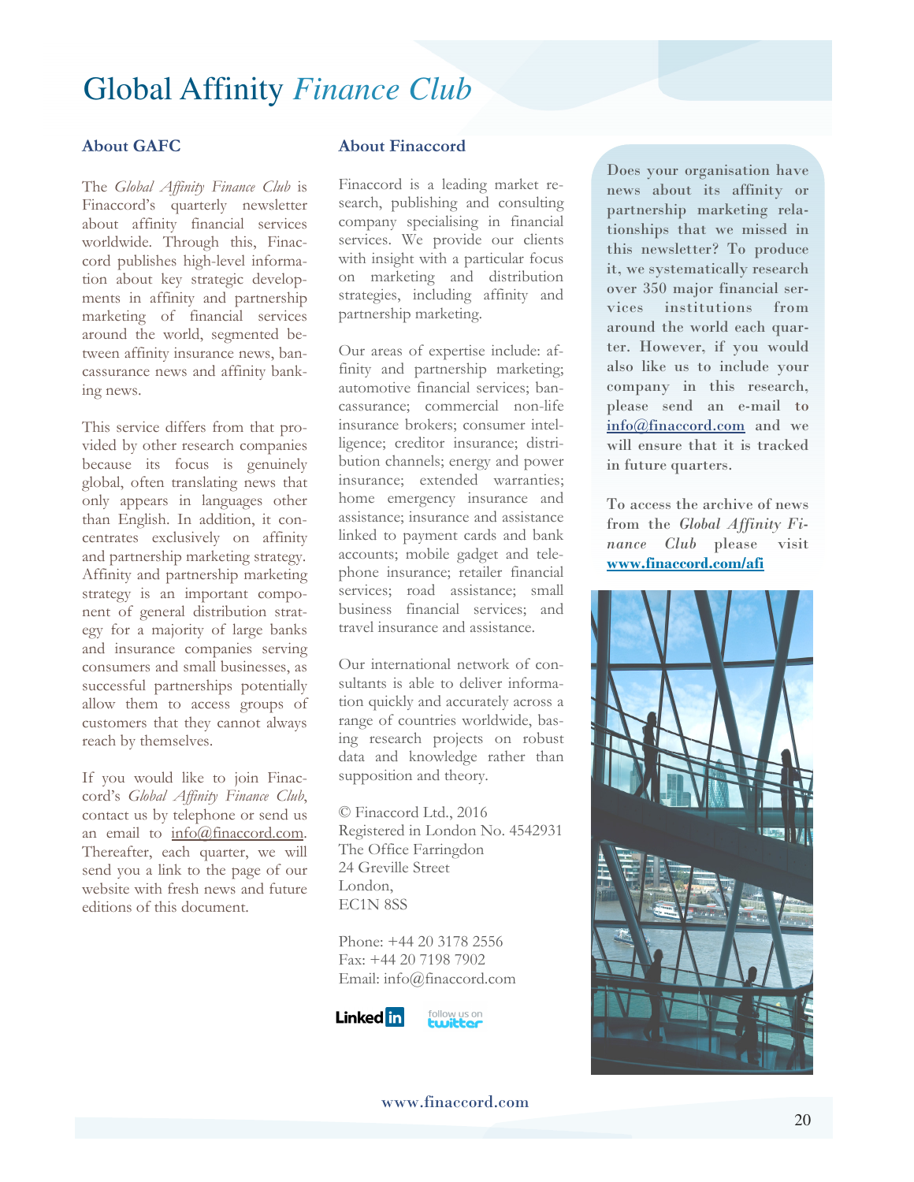# Global Affinity *Finance Club*

## About GAFC

The *Global Affinity Finance Club* is Finaccord's quarterly newsletter about affinity financial services worldwide. Through this, Finaccord publishes high-level information about key strategic developments in affinity and partnership marketing of financial services around the world, segmented between affinity insurance news, bancassurance news and affinity banking news.

This service differs from that provided by other research companies because its focus is genuinely global, often translating news that only appears in languages other than English. In addition, it concentrates exclusively on affinity and partnership marketing strategy. Affinity and partnership marketing strategy is an important component of general distribution strategy for a majority of large banks and insurance companies serving consumers and small businesses, as successful partnerships potentially allow them to access groups of customers that they cannot always reach by themselves.

If you would like to join Finaccord's *Global Affinity Finance Club*, contact us by telephone or send us an email to info@finaccord.com. Thereafter, each quarter, we will send you a link to the page of our website with fresh news and future editions of this document.

## About Finaccord

Finaccord is a leading market research, publishing and consulting company specialising in financial services. We provide our clients with insight with a particular focus on marketing and distribution strategies, including affinity and partnership marketing.

Our areas of expertise include: affinity and partnership marketing; automotive financial services; bancassurance; commercial non-life insurance brokers; consumer intelligence; creditor insurance; distribution channels; energy and power insurance; extended warranties; home emergency insurance and assistance; insurance and assistance linked to payment cards and bank accounts; mobile gadget and telephone insurance; retailer financial services; road assistance; small business financial services; and travel insurance and assistance.

Our international network of consultants is able to deliver information quickly and accurately across a range of countries worldwide, basing research projects on robust data and knowledge rather than supposition and theory.

© Finaccord Ltd., 2016
Registered in London No. 4542931
The Office Farringdon
24 Greville Street
London,
EC1N 8SS

Phone: +44 20 3178 2556
Fax: +44 20 7198 7902
Email: info@finaccord.com

LinkedIn | follow us on twitter

Does your organisation have news about its affinity or partnership marketing relationships that we missed in this newsletter? To produce it, we systematically research over 350 major financial services institutions from around the world each quarter. However, if you would also like us to include your company in this research, please send an e-mail to info@finaccord.com and we will ensure that it is tracked in future quarters.

To access the archive of news from the *Global Affinity Finance Club* please visit **www.finaccord.com/afi**

www.finaccord.com